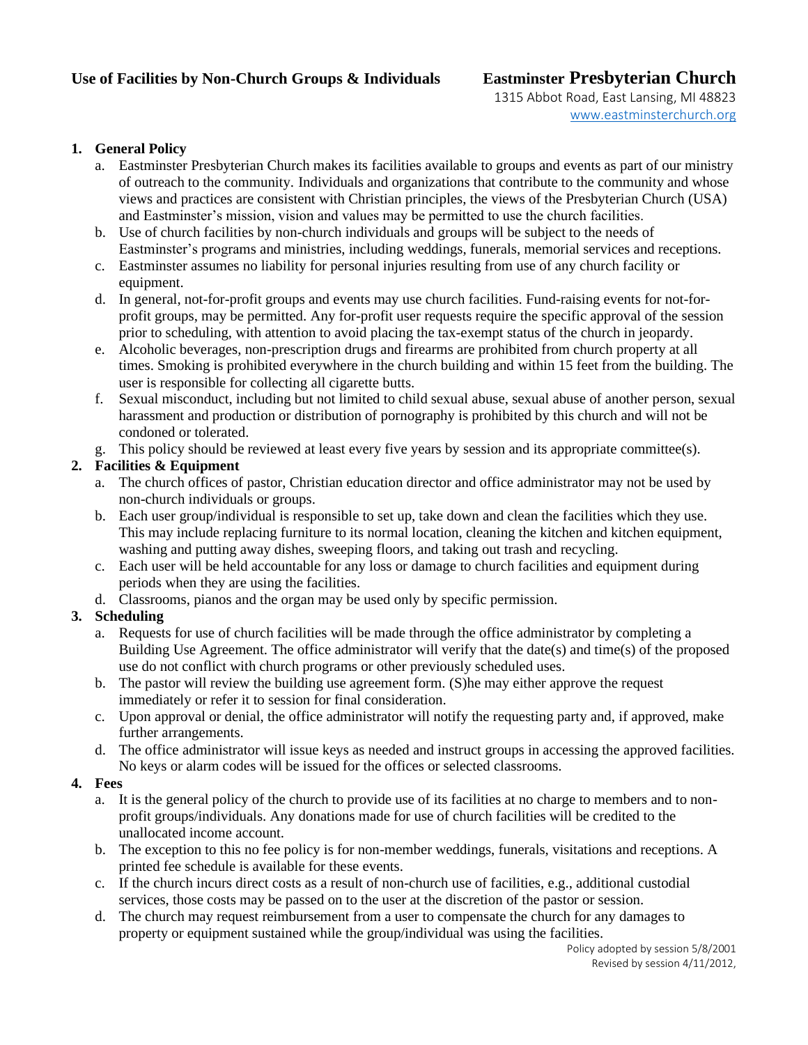**Use of Facilities by Non-Church Groups & Individuals**

# Eastminster Presbyterian Church

1315 Abbot Road, East Lansing, MI 48823
www.eastminsterchurch.org

1. **General Policy**
   a. Eastminster Presbyterian Church makes its facilities available to groups and events as part of our ministry of outreach to the community. Individuals and organizations that contribute to the community and whose views and practices are consistent with Christian principles, the views of the Presbyterian Church (USA) and Eastminster's mission, vision and values may be permitted to use the church facilities.
   b. Use of church facilities by non-church individuals and groups will be subject to the needs of Eastminster's programs and ministries, including weddings, funerals, memorial services and receptions.
   c. Eastminster assumes no liability for personal injuries resulting from use of any church facility or equipment.
   d. In general, not-for-profit groups and events may use church facilities. Fund-raising events for not-for-profit groups, may be permitted. Any for-profit user requests require the specific approval of the session prior to scheduling, with attention to avoid placing the tax-exempt status of the church in jeopardy.
   e. Alcoholic beverages, non-prescription drugs and firearms are prohibited from church property at all times. Smoking is prohibited everywhere in the church building and within 15 feet from the building. The user is responsible for collecting all cigarette butts.
   f. Sexual misconduct, including but not limited to child sexual abuse, sexual abuse of another person, sexual harassment and production or distribution of pornography is prohibited by this church and will not be condoned or tolerated.
   g. This policy should be reviewed at least every five years by session and its appropriate committee(s).
2. **Facilities & Equipment**
   a. The church offices of pastor, Christian education director and office administrator may not be used by non-church individuals or groups.
   b. Each user group/individual is responsible to set up, take down and clean the facilities which they use. This may include replacing furniture to its normal location, cleaning the kitchen and kitchen equipment, washing and putting away dishes, sweeping floors, and taking out trash and recycling.
   c. Each user will be held accountable for any loss or damage to church facilities and equipment during periods when they are using the facilities.
   d. Classrooms, pianos and the organ may be used only by specific permission.
3. **Scheduling**
   a. Requests for use of church facilities will be made through the office administrator by completing a Building Use Agreement. The office administrator will verify that the date(s) and time(s) of the proposed use do not conflict with church programs or other previously scheduled uses.
   b. The pastor will review the building use agreement form. (S)he may either approve the request immediately or refer it to session for final consideration.
   c. Upon approval or denial, the office administrator will notify the requesting party and, if approved, make further arrangements.
   d. The office administrator will issue keys as needed and instruct groups in accessing the approved facilities. No keys or alarm codes will be issued for the offices or selected classrooms.
4. **Fees**
   a. It is the general policy of the church to provide use of its facilities at no charge to members and to non-profit groups/individuals. Any donations made for use of church facilities will be credited to the unallocated income account.
   b. The exception to this no fee policy is for non-member weddings, funerals, visitations and receptions. A printed fee schedule is available for these events.
   c. If the church incurs direct costs as a result of non-church use of facilities, e.g., additional custodial services, those costs may be passed on to the user at the discretion of the pastor or session.
   d. The church may request reimbursement from a user to compensate the church for any damages to property or equipment sustained while the group/individual was using the facilities.

Policy adopted by session 5/8/2001
Revised by session 4/11/2012,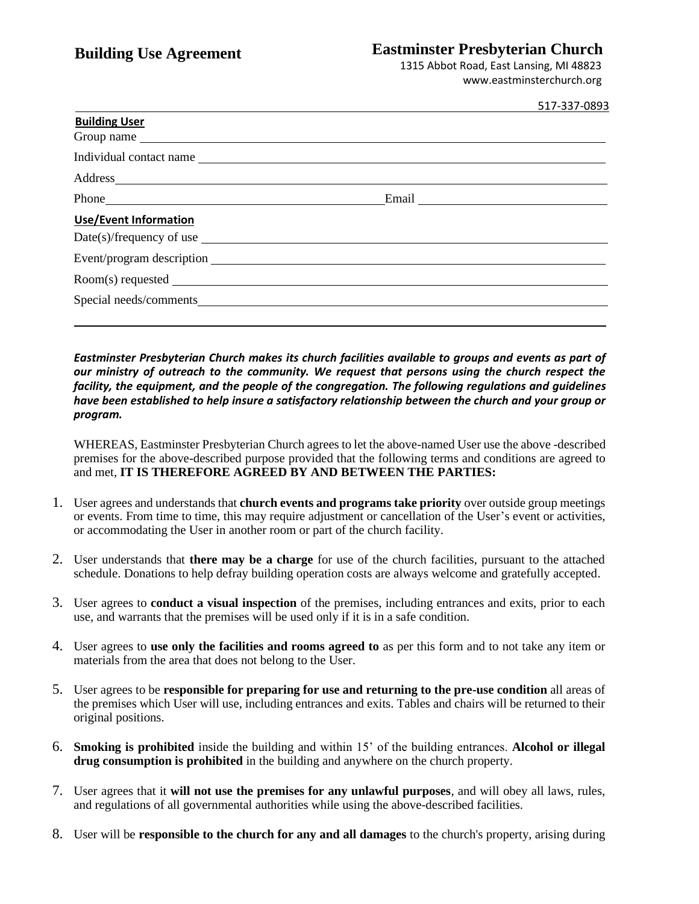**Building Use Agreement**

**Eastminster Presbyterian Church**
1315 Abbot Road, East Lansing, MI 48823
www.eastminsterchurch.org
517-337-0893

**Building User**

Group name ______________________________

Individual contact name ______________________________

Address ______________________________

Phone ______________________________ Email ______________________________

**Use/Event Information**

Date(s)/frequency of use ______________________________

Event/program description ______________________________

Room(s) requested ______________________________

Special needs/comments ______________________________

***Eastminster Presbyterian Church makes its church facilities available to groups and events as part of our ministry of outreach to the community. We request that persons using the church respect the facility, the equipment, and the people of the congregation. The following regulations and guidelines have been established to help insure a satisfactory relationship between the church and your group or program.***

WHEREAS, Eastminster Presbyterian Church agrees to let the above-named User use the above -described premises for the above-described purpose provided that the following terms and conditions are agreed to and met, **IT IS THEREFORE AGREED BY AND BETWEEN THE PARTIES:**

1. User agrees and understands that **church events and programs take priority** over outside group meetings or events. From time to time, this may require adjustment or cancellation of the User's event or activities, or accommodating the User in another room or part of the church facility.
2. User understands that **there may be a charge** for use of the church facilities, pursuant to the attached schedule. Donations to help defray building operation costs are always welcome and gratefully accepted.
3. User agrees to **conduct a visual inspection** of the premises, including entrances and exits, prior to each use, and warrants that the premises will be used only if it is in a safe condition.
4. User agrees to **use only the facilities and rooms agreed to** as per this form and to not take any item or materials from the area that does not belong to the User.
5. User agrees to be **responsible for preparing for use and returning to the pre-use condition** all areas of the premises which User will use, including entrances and exits. Tables and chairs will be returned to their original positions.
6. **Smoking is prohibited** inside the building and within 15' of the building entrances. **Alcohol or illegal drug consumption is prohibited** in the building and anywhere on the church property.
7. User agrees that it **will not use the premises for any unlawful purposes**, and will obey all laws, rules, and regulations of all governmental authorities while using the above-described facilities.
8. User will be **responsible to the church for any and all damages** to the church's property, arising during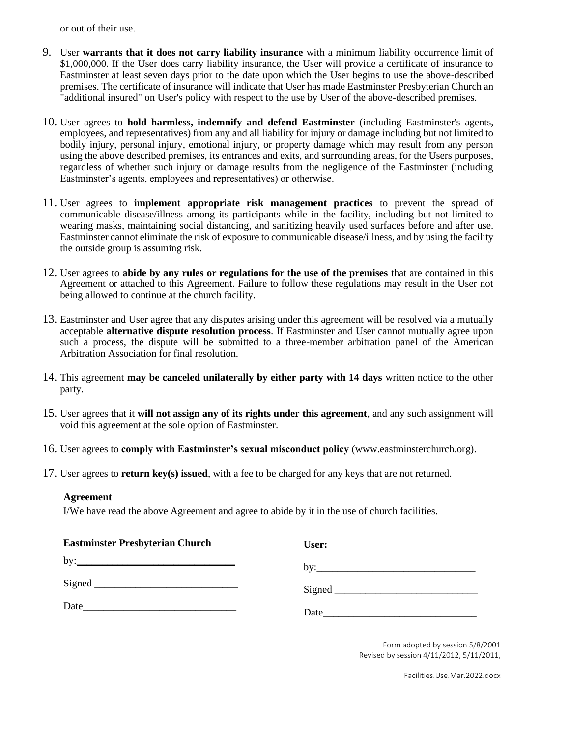or out of their use.

9. User **warrants that it does not carry liability insurance** with a minimum liability occurrence limit of $1,000,000. If the User does carry liability insurance, the User will provide a certificate of insurance to Eastminster at least seven days prior to the date upon which the User begins to use the above-described premises. The certificate of insurance will indicate that User has made Eastminster Presbyterian Church an "additional insured" on User's policy with respect to the use by User of the above-described premises.

10. User agrees to **hold harmless, indemnify and defend Eastminster** (including Eastminster's agents, employees, and representatives) from any and all liability for injury or damage including but not limited to bodily injury, personal injury, emotional injury, or property damage which may result from any person using the above described premises, its entrances and exits, and surrounding areas, for the Users purposes, regardless of whether such injury or damage results from the negligence of the Eastminster (including Eastminster's agents, employees and representatives) or otherwise.

11. User agrees to **implement appropriate risk management practices** to prevent the spread of communicable disease/illness among its participants while in the facility, including but not limited to wearing masks, maintaining social distancing, and sanitizing heavily used surfaces before and after use. Eastminster cannot eliminate the risk of exposure to communicable disease/illness, and by using the facility the outside group is assuming risk.

12. User agrees to **abide by any rules or regulations for the use of the premises** that are contained in this Agreement or attached to this Agreement. Failure to follow these regulations may result in the User not being allowed to continue at the church facility.

13. Eastminster and User agree that any disputes arising under this agreement will be resolved via a mutually acceptable **alternative dispute resolution process**. If Eastminster and User cannot mutually agree upon such a process, the dispute will be submitted to a three-member arbitration panel of the American Arbitration Association for final resolution.

14. This agreement **may be canceled unilaterally by either party with 14 days** written notice to the other party.

15. User agrees that it **will not assign any of its rights under this agreement**, and any such assignment will void this agreement at the sole option of Eastminster.

16. User agrees to **comply with Eastminster's sexual misconduct policy** (www.eastminsterchurch.org).

17. User agrees to **return key(s) issued**, with a fee to be charged for any keys that are not returned.

**Agreement**

I/We have read the above Agreement and agree to abide by it in the use of church facilities.

**Eastminster Presbyterian Church**

by:______________________________

Signed ____________________________

Date______________________________

**User:**

by:______________________________

Signed ____________________________

Date______________________________

Form adopted by session 5/8/2001
Revised by session 4/11/2012, 5/11/2011,

Facilities.Use.Mar.2022.docx